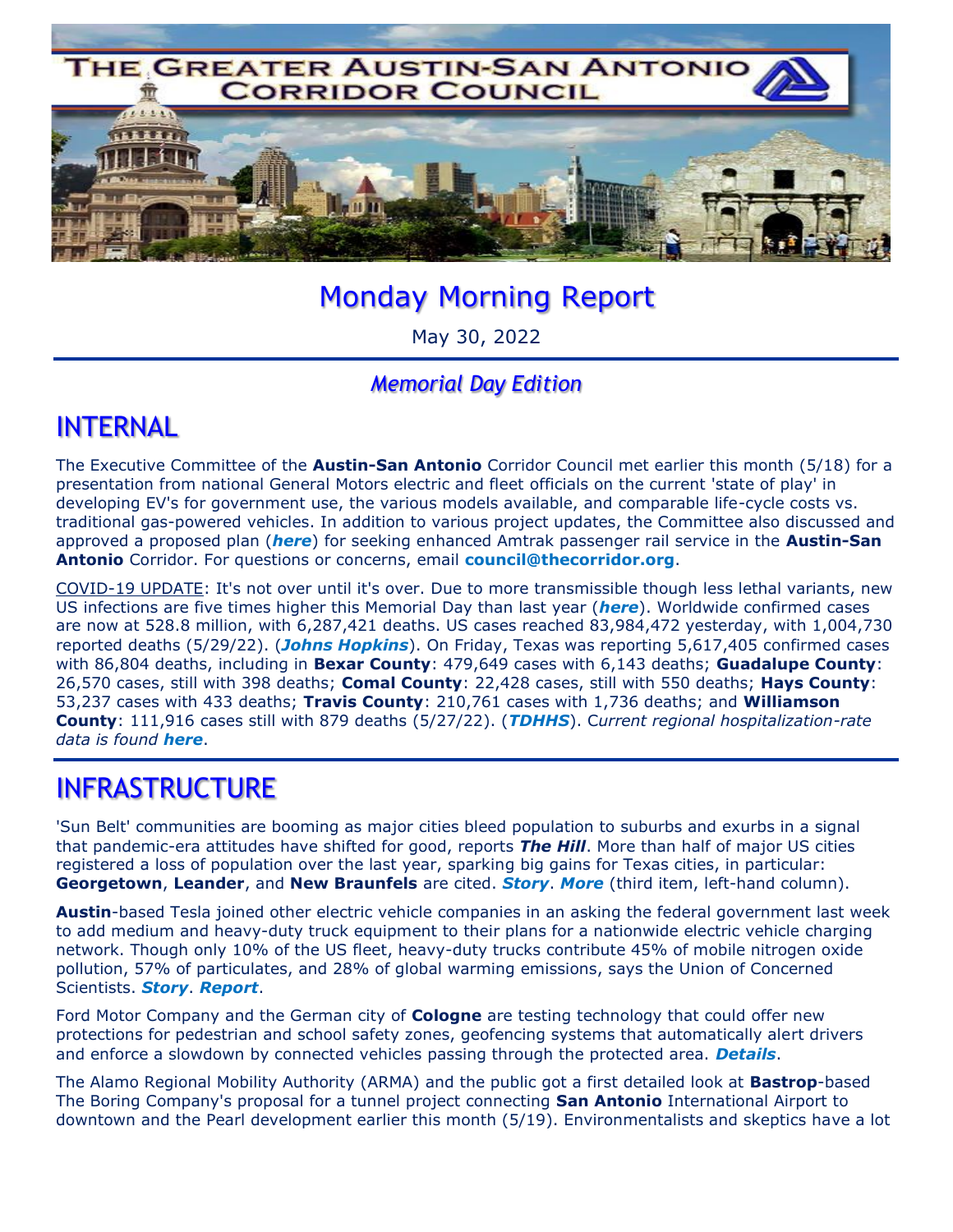# THE GREATER AUSTIN-SAN ANTONIO CORRIDOR COUNCIL

# Monday Morning Report

May 30, 2022

*Memorial Day Edition*

## INTERNAL

The Executive Committee of the **Austin-San Antonio** Corridor Council met earlier this month (5/18) for a presentation from national General Motors electric and fleet officials on the current 'state of play' in developing EV's for government use, the various models available, and comparable life-cycle costs vs. traditional gas-powered vehicles. In addition to various project updates, the Committee also discussed and approved a proposed plan (***here***) for seeking enhanced Amtrak passenger rail service in the **Austin-San Antonio** Corridor. For questions or concerns, email **council@thecorridor.org**.

COVID-19 UPDATE: It's not over until it's over. Due to more transmissible though less lethal variants, new US infections are five times higher this Memorial Day than last year (***here***). Worldwide confirmed cases are now at 528.8 million, with 6,287,421 deaths. US cases reached 83,984,472 yesterday, with 1,004,730 reported deaths (5/29/22). (***Johns Hopkins***). On Friday, Texas was reporting 5,617,405 confirmed cases with 86,804 deaths, including in **Bexar County**: 479,649 cases with 6,143 deaths; **Guadalupe County**: 26,570 cases, still with 398 deaths; **Comal County**: 22,428 cases, still with 550 deaths; **Hays County**: 53,237 cases with 433 deaths; **Travis County**: 210,761 cases with 1,736 deaths; and **Williamson County**: 111,916 cases still with 879 deaths (5/27/22). (***TDHHS***). *Current regional hospitalization-rate data is found **here**.*

## INFRASTRUCTURE

'Sun Belt' communities are booming as major cities bleed population to suburbs and exurbs in a signal that pandemic-era attitudes have shifted for good, reports ***The Hill***. More than half of major US cities registered a loss of population over the last year, sparking big gains for Texas cities, in particular: **Georgetown**, **Leander**, and **New Braunfels** are cited. ***Story***. ***More*** (third item, left-hand column).

**Austin**-based Tesla joined other electric vehicle companies in an asking the federal government last week to add medium and heavy-duty truck equipment to their plans for a nationwide electric vehicle charging network. Though only 10% of the US fleet, heavy-duty trucks contribute 45% of mobile nitrogen oxide pollution, 57% of particulates, and 28% of global warming emissions, says the Union of Concerned Scientists. ***Story***. ***Report***.

Ford Motor Company and the German city of **Cologne** are testing technology that could offer new protections for pedestrian and school safety zones, geofencing systems that automatically alert drivers and enforce a slowdown by connected vehicles passing through the protected area. ***Details***.

The Alamo Regional Mobility Authority (ARMA) and the public got a first detailed look at **Bastrop**-based The Boring Company's proposal for a tunnel project connecting **San Antonio** International Airport to downtown and the Pearl development earlier this month (5/19). Environmentalists and skeptics have a lot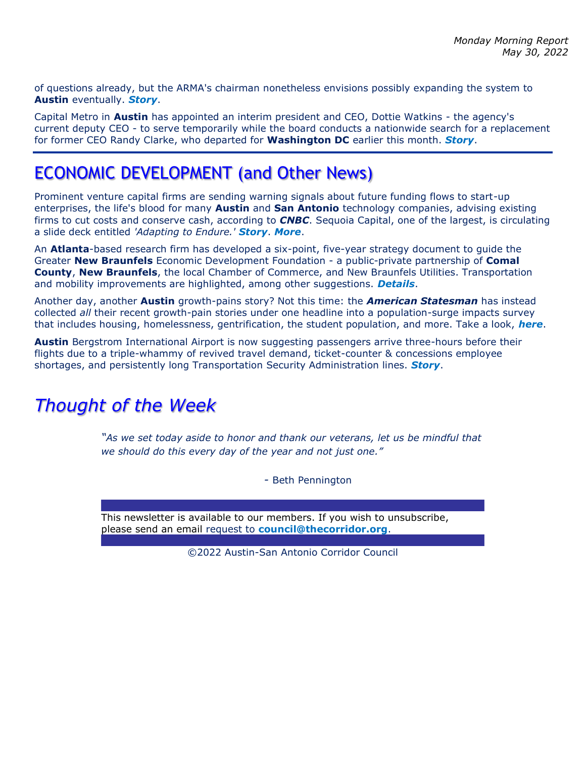of questions already, but the ARMA's chairman nonetheless envisions possibly expanding the system to **Austin** eventually. ***Story***.

Capital Metro in **Austin** has appointed an interim president and CEO, Dottie Watkins - the agency's current deputy CEO - to serve temporarily while the board conducts a nationwide search for a replacement for former CEO Randy Clarke, who departed for **Washington DC** earlier this month. ***Story***.

## ECONOMIC DEVELOPMENT (and Other News)

Prominent venture capital firms are sending warning signals about future funding flows to start-up enterprises, the life's blood for many **Austin** and **San Antonio** technology companies, advising existing firms to cut costs and conserve cash, according to ***CNBC***. Sequoia Capital, one of the largest, is circulating a slide deck entitled *'Adapting to Endure.'* ***Story***. ***More***.

An **Atlanta**-based research firm has developed a six-point, five-year strategy document to guide the Greater **New Braunfels** Economic Development Foundation - a public-private partnership of **Comal County**, **New Braunfels**, the local Chamber of Commerce, and New Braunfels Utilities. Transportation and mobility improvements are highlighted, among other suggestions. ***Details***.

Another day, another **Austin** growth-pains story? Not this time: the ***American Statesman*** has instead collected *all* their recent growth-pain stories under one headline into a population-surge impacts survey that includes housing, homelessness, gentrification, the student population, and more. Take a look, ***here***.

**Austin** Bergstrom International Airport is now suggesting passengers arrive three-hours before their flights due to a triple-whammy of revived travel demand, ticket-counter & concessions employee shortages, and persistently long Transportation Security Administration lines. ***Story***.

## *Thought of the Week*

> *"As we set today aside to honor and thank our veterans, let us be mindful that we should do this every day of the year and not just one."*
>
> \- Beth Pennington

This newsletter is available to our members. If you wish to unsubscribe, please send an email request to **council@thecorridor.org**.

©2022 Austin-San Antonio Corridor Council